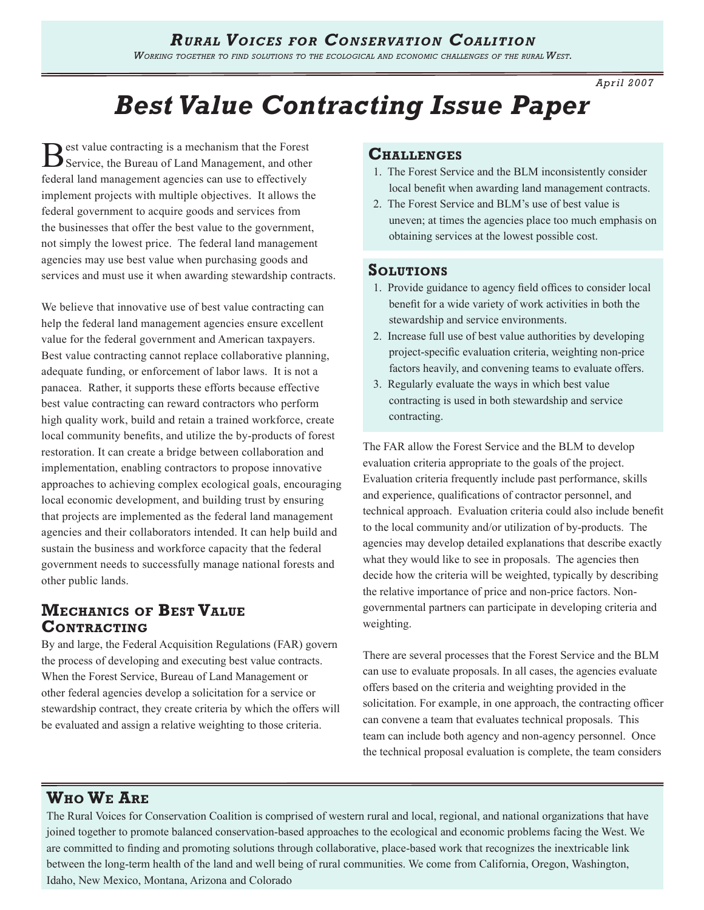# Rural Voices for Conservation Coalition

*Working together to find solutions to the ecological and economic challenges of the rural West.*

*April 2007*

# Best Value Contracting Issue Paper

Best value contracting is a mechanism that the Forest Service, the Bureau of Land Management, and other federal land management agencies can use to effectively implement projects with multiple objectives. It allows the federal government to acquire goods and services from the businesses that offer the best value to the government, not simply the lowest price. The federal land management agencies may use best value when purchasing goods and services and must use it when awarding stewardship contracts.

We believe that innovative use of best value contracting can help the federal land management agencies ensure excellent value for the federal government and American taxpayers. Best value contracting cannot replace collaborative planning, adequate funding, or enforcement of labor laws. It is not a panacea. Rather, it supports these efforts because effective best value contracting can reward contractors who perform high quality work, build and retain a trained workforce, create local community benefits, and utilize the by-products of forest restoration. It can create a bridge between collaboration and implementation, enabling contractors to propose innovative approaches to achieving complex ecological goals, encouraging local economic development, and building trust by ensuring that projects are implemented as the federal land management agencies and their collaborators intended. It can help build and sustain the business and workforce capacity that the federal government needs to successfully manage national forests and other public lands.

## Mechanics of Best Value Contracting

By and large, the Federal Acquisition Regulations (FAR) govern the process of developing and executing best value contracts. When the Forest Service, Bureau of Land Management or other federal agencies develop a solicitation for a service or stewardship contract, they create criteria by which the offers will be evaluated and assign a relative weighting to those criteria.

## Challenges

1. The Forest Service and the BLM inconsistently consider local benefit when awarding land management contracts.
2. The Forest Service and BLM's use of best value is uneven; at times the agencies place too much emphasis on obtaining services at the lowest possible cost.

## Solutions

1. Provide guidance to agency field offices to consider local benefit for a wide variety of work activities in both the stewardship and service environments.
2. Increase full use of best value authorities by developing project-specific evaluation criteria, weighting non-price factors heavily, and convening teams to evaluate offers.
3. Regularly evaluate the ways in which best value contracting is used in both stewardship and service contracting.

The FAR allow the Forest Service and the BLM to develop evaluation criteria appropriate to the goals of the project. Evaluation criteria frequently include past performance, skills and experience, qualifications of contractor personnel, and technical approach. Evaluation criteria could also include benefit to the local community and/or utilization of by-products. The agencies may develop detailed explanations that describe exactly what they would like to see in proposals. The agencies then decide how the criteria will be weighted, typically by describing the relative importance of price and non-price factors. Non-governmental partners can participate in developing criteria and weighting.

There are several processes that the Forest Service and the BLM can use to evaluate proposals. In all cases, the agencies evaluate offers based on the criteria and weighting provided in the solicitation. For example, in one approach, the contracting officer can convene a team that evaluates technical proposals. This team can include both agency and non-agency personnel. Once the technical proposal evaluation is complete, the team considers

## Who We Are

The Rural Voices for Conservation Coalition is comprised of western rural and local, regional, and national organizations that have joined together to promote balanced conservation-based approaches to the ecological and economic problems facing the West. We are committed to finding and promoting solutions through collaborative, place-based work that recognizes the inextricable link between the long-term health of the land and well being of rural communities. We come from California, Oregon, Washington, Idaho, New Mexico, Montana, Arizona and Colorado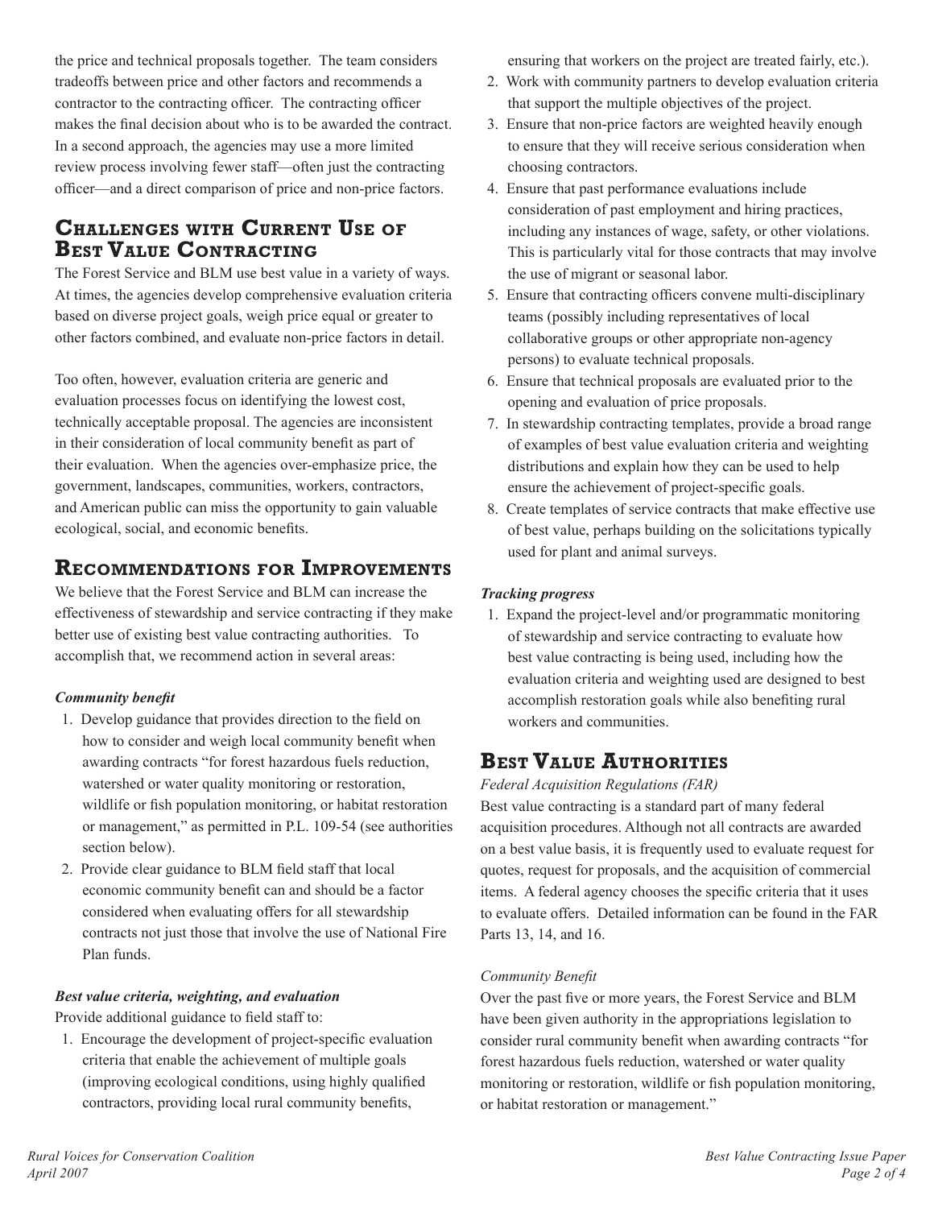the price and technical proposals together. The team considers tradeoffs between price and other factors and recommends a contractor to the contracting officer. The contracting officer makes the final decision about who is to be awarded the contract. In a second approach, the agencies may use a more limited review process involving fewer staff—often just the contracting officer—and a direct comparison of price and non-price factors.

## Challenges with Current Use of Best Value Contracting

The Forest Service and BLM use best value in a variety of ways. At times, the agencies develop comprehensive evaluation criteria based on diverse project goals, weigh price equal or greater to other factors combined, and evaluate non-price factors in detail.

Too often, however, evaluation criteria are generic and evaluation processes focus on identifying the lowest cost, technically acceptable proposal. The agencies are inconsistent in their consideration of local community benefit as part of their evaluation. When the agencies over-emphasize price, the government, landscapes, communities, workers, contractors, and American public can miss the opportunity to gain valuable ecological, social, and economic benefits.

## Recommendations for Improvements

We believe that the Forest Service and BLM can increase the effectiveness of stewardship and service contracting if they make better use of existing best value contracting authorities. To accomplish that, we recommend action in several areas:

***Community benefit***

1. Develop guidance that provides direction to the field on how to consider and weigh local community benefit when awarding contracts "for forest hazardous fuels reduction, watershed or water quality monitoring or restoration, wildlife or fish population monitoring, or habitat restoration or management," as permitted in P.L. 109-54 (see authorities section below).
2. Provide clear guidance to BLM field staff that local economic community benefit can and should be a factor considered when evaluating offers for all stewardship contracts not just those that involve the use of National Fire Plan funds.

***Best value criteria, weighting, and evaluation***

Provide additional guidance to field staff to:

1. Encourage the development of project-specific evaluation criteria that enable the achievement of multiple goals (improving ecological conditions, using highly qualified contractors, providing local rural community benefits, ensuring that workers on the project are treated fairly, etc.).
2. Work with community partners to develop evaluation criteria that support the multiple objectives of the project.
3. Ensure that non-price factors are weighted heavily enough to ensure that they will receive serious consideration when choosing contractors.
4. Ensure that past performance evaluations include consideration of past employment and hiring practices, including any instances of wage, safety, or other violations. This is particularly vital for those contracts that may involve the use of migrant or seasonal labor.
5. Ensure that contracting officers convene multi-disciplinary teams (possibly including representatives of local collaborative groups or other appropriate non-agency persons) to evaluate technical proposals.
6. Ensure that technical proposals are evaluated prior to the opening and evaluation of price proposals.
7. In stewardship contracting templates, provide a broad range of examples of best value evaluation criteria and weighting distributions and explain how they can be used to help ensure the achievement of project-specific goals.
8. Create templates of service contracts that make effective use of best value, perhaps building on the solicitations typically used for plant and animal surveys.

***Tracking progress***

1. Expand the project-level and/or programmatic monitoring of stewardship and service contracting to evaluate how best value contracting is being used, including how the evaluation criteria and weighting used are designed to best accomplish restoration goals while also benefiting rural workers and communities.

## Best Value Authorities

*Federal Acquisition Regulations (FAR)*

Best value contracting is a standard part of many federal acquisition procedures. Although not all contracts are awarded on a best value basis, it is frequently used to evaluate request for quotes, request for proposals, and the acquisition of commercial items. A federal agency chooses the specific criteria that it uses to evaluate offers. Detailed information can be found in the FAR Parts 13, 14, and 16.

*Community Benefit*

Over the past five or more years, the Forest Service and BLM have been given authority in the appropriations legislation to consider rural community benefit when awarding contracts "for forest hazardous fuels reduction, watershed or water quality monitoring or restoration, wildlife or fish population monitoring, or habitat restoration or management."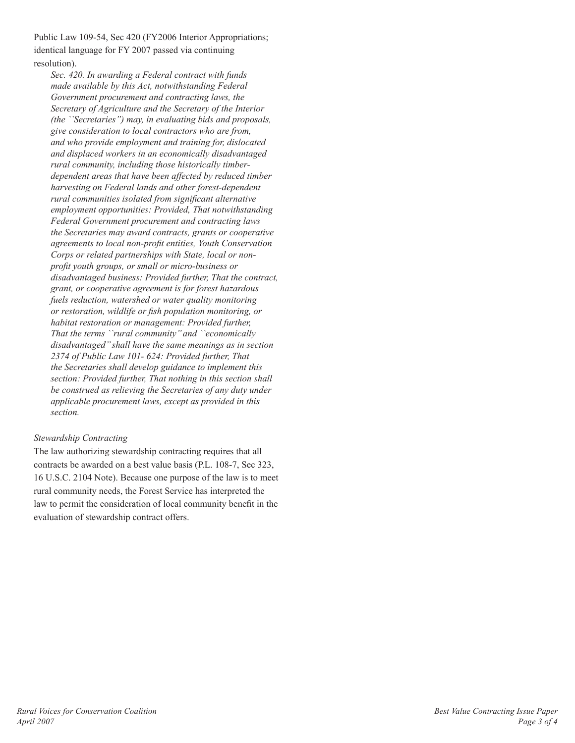Public Law 109-54, Sec 420 (FY2006 Interior Appropriations; identical language for FY 2007 passed via continuing resolution).

> *Sec. 420. In awarding a Federal contract with funds made available by this Act, notwithstanding Federal Government procurement and contracting laws, the Secretary of Agriculture and the Secretary of the Interior (the ``Secretaries'') may, in evaluating bids and proposals, give consideration to local contractors who are from, and who provide employment and training for, dislocated and displaced workers in an economically disadvantaged rural community, including those historically timber-dependent areas that have been affected by reduced timber harvesting on Federal lands and other forest-dependent rural communities isolated from significant alternative employment opportunities: Provided, That notwithstanding Federal Government procurement and contracting laws the Secretaries may award contracts, grants or cooperative agreements to local non-profit entities, Youth Conservation Corps or related partnerships with State, local or non-profit youth groups, or small or micro-business or disadvantaged business: Provided further, That the contract, grant, or cooperative agreement is for forest hazardous fuels reduction, watershed or water quality monitoring or restoration, wildlife or fish population monitoring, or habitat restoration or management: Provided further, That the terms ``rural community'' and ``economically disadvantaged'' shall have the same meanings as in section 2374 of Public Law 101- 624: Provided further, That the Secretaries shall develop guidance to implement this section: Provided further, That nothing in this section shall be construed as relieving the Secretaries of any duty under applicable procurement laws, except as provided in this section.*

*Stewardship Contracting*

The law authorizing stewardship contracting requires that all contracts be awarded on a best value basis (P.L. 108-7, Sec 323, 16 U.S.C. 2104 Note). Because one purpose of the law is to meet rural community needs, the Forest Service has interpreted the law to permit the consideration of local community benefit in the evaluation of stewardship contract offers.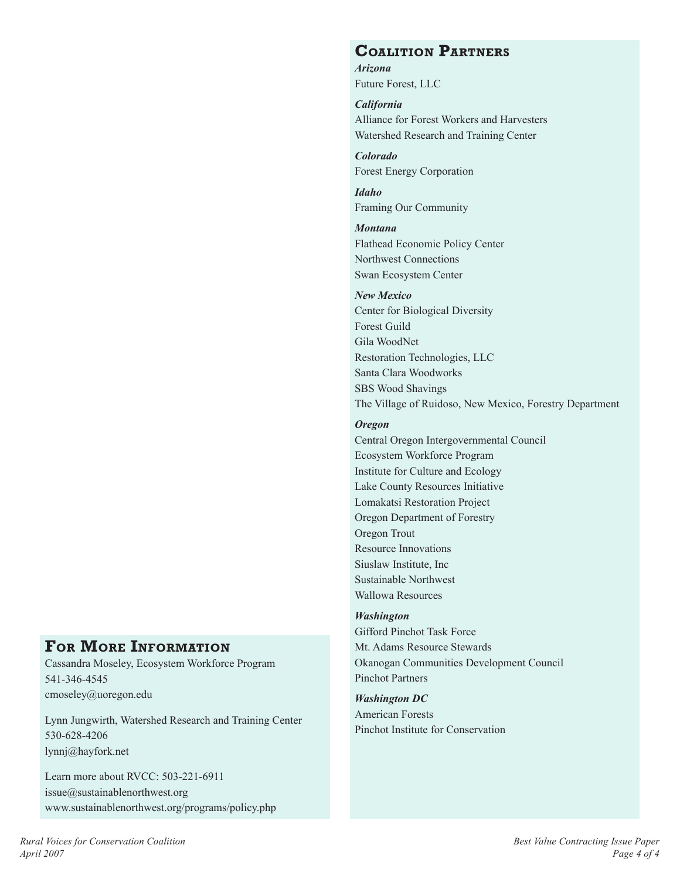## Coalition Partners

***Arizona***

Future Forest, LLC

***California***

Alliance for Forest Workers and Harvesters
Watershed Research and Training Center

***Colorado***

Forest Energy Corporation

***Idaho***

Framing Our Community

***Montana***

Flathead Economic Policy Center
Northwest Connections
Swan Ecosystem Center

***New Mexico***

Center for Biological Diversity
Forest Guild
Gila WoodNet
Restoration Technologies, LLC
Santa Clara Woodworks
SBS Wood Shavings
The Village of Ruidoso, New Mexico, Forestry Department

***Oregon***

Central Oregon Intergovernmental Council
Ecosystem Workforce Program
Institute for Culture and Ecology
Lake County Resources Initiative
Lomakatsi Restoration Project
Oregon Department of Forestry
Oregon Trout
Resource Innovations
Siuslaw Institute, Inc
Sustainable Northwest
Wallowa Resources

***Washington***

Gifford Pinchot Task Force
Mt. Adams Resource Stewards
Okanogan Communities Development Council
Pinchot Partners

***Washington DC***

American Forests
Pinchot Institute for Conservation

## For More Information

Cassandra Moseley, Ecosystem Workforce Program
541-346-4545
cmoseley@uoregon.edu

Lynn Jungwirth, Watershed Research and Training Center
530-628-4206
lynnj@hayfork.net

Learn more about RVCC: 503-221-6911
issue@sustainablenorthwest.org
www.sustainablenorthwest.org/programs/policy.php